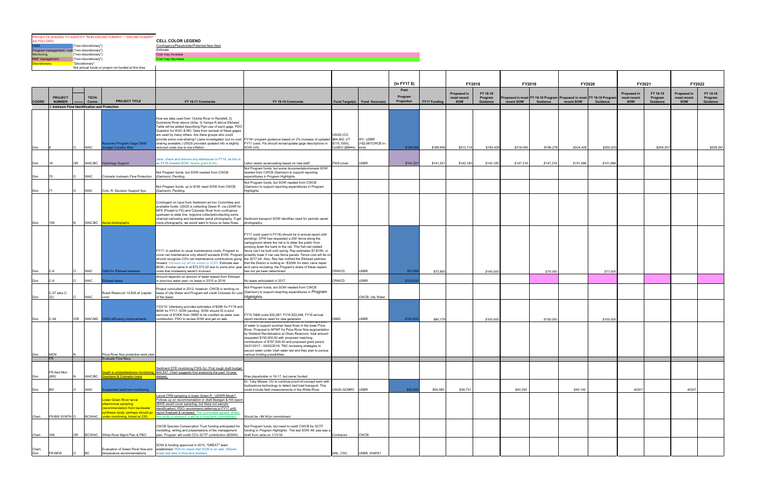PROJECTS SHADED TO IDENTIFY "NON-DISCRETIONARY" / "DISCRETIONARY" AS FOLLOWS:

| | |
|---|---|
| O&M | ("non-discretionary") |
| Program management / outreach | ("non-discretionary") |
| Monitoring | ("non-discretionary") |
| NNF management | ("non-discretionary") |
| Discretionary | "Discretionary" |
| | Not annual funds or project not funded at this time |

**CELL COLOR LEGEND**

- Contingency/Placeholder/Potential New Start
- *Estimate*
- Cost may increase
- Cost may decrease

| COORD | PROJECT NUMBER | STATUS | TECH. Comm. | PROJECT TITLE | FY 16-17 Comments | FY 18-19 Comments | Fund Target(s) | Fund Source(s) | (In FY17 $) Post Program Projection | FY17 Funding | FY2018 Proposed in most recent SOW | FY2018 FY 18-19 Program Guidance | FY2019 Proposed in most recent SOW | FY2019 FY 18-19 Program Guidance | FY2020 Proposed in most recent SOW | FY2020 FY 18-19 Program Guidance | FY2021 Proposed in most recent SOW | FY2021 FY 18-19 Program Guidance | FY2022 Proposed in most recent SOW | FY2022 FY 18-19 Program Guidance |
|---|---|---|---|---|---|---|---|---|---|---|---|---|---|---|---|---|---|---|---|---|
| **I. Instream Flow Identification and Protection** | | | | | | | | | | | | | | | | | | | | |
| Don | 8 | O | WAC | Recovery Program Gage O&M (budget includes #8a) | How are data used from 1)Uinta River nr Randlett; 2) Duchesne Rvier above Uinta; 3) Yampa R above Elkhead. Table will be added describing Pgm use of each gage. PDO: Question for WAC & MC: Data from several of these gages are used by many others. Are there groups who could provide some cost-sharing? (Jana investigated, but no cost-sharing available.) USGS provided updated info w slightly reduced costs due to low inflation. | FY18+ program guidance based on 2% increase of updated FY17 costs. Pis should revise/update gage descriptions in SOW (VII). | USGS (CO $64,562, UT $115,1550), CoSEO ($8944) | WY, USBR (+$2,981CWCB in-kind) | $188,656 | $188,656 | $213,118 | $192,429 | $218,095 | $196,278 | $224,428 | $200,203 | | $204,207 | | $208,291 |
| Don | 19 | OR | WAC/BC | Hydrology Support | Jana: check and remove any references to FY14, as this is an FY16 forward SOW. Needs grant # info. | Labor needs recalculating based on new staff. | FWS-Lkwd | USBR | $141,521 | $141,521 | $142,183 | *$142,183* | $147,216 | *$147,216* | $151,886 | *$151,886* | | | | |
| Don | 70 | O | WAC | Colorado Instream Flow Protection | Not Program funds, but SOW needed from CWCB (Garrison). Pending. | Not Program funds, but some documentation/simple SOW needed from CWCB (Garrison) to support reporting expenditures in Program Highlights. | | | | | | | | | | | | | | |
| Don | 71 | O | WAC | Colo. R. Decision Support Sys. | Not Program funds; up to $1M; need SOW from CWCB (Garrison). Pending. | Not Program funds, but SOW needed from CWCB (Garrison) to support reporting expenditures in Program Highlights. | | | | | | | | | | | | | | |
| Don | 156 | N | WAC/BC | Aerial photography | Contingent on input from Sediment ad hoc Committee and available funds. USGS is collecting Green R. via LIDAR for NPS (Powell to FG) and Colorado River from confluence upstream to state line. Argonne collected/collecting some channel narrowing and backwater aerial photography. If get more photography, we would want to focus on base flows. | Sediment transport SOW identifies need for periodic aerial photography. | | | | | | | | | | | | | | |
| Don | C-9 | O | WAC | O&M for Elkhead releases | FY17: In addition to usual maintenance costs, Program to cover net maintenance only when/if exceeds $10K. Program should recognize CO's net maintenance contributions going forward. Elkhead net will be added to SOW. Estimate was $63K; invoice came in at $73,373.22 due to some prior year costs that mistakenly weren't invoiced. | FY17 costs (paid in FY18) should be in annual report (still pending). CPW has requested a 200' fence along the campground where the net is to deter the public from jumping down the bank to the net. This fish-net related fence can't be built until spring. Ray estimates $7-$15K, or possibly lower if can use fence panels. Fence cost will be on the 2017 bill. Also, Ray has notified the Elkhead partners that the District is looking at ~$300K for stem valve repair and valve recoating; the Program's share of these repairs has not yet been determined. | CRWCD | USBR | $73,850 | $73,850 | | *$140,000* | | *$75,000* | | *$77,000* | | | | |
| Don | C-9 | O | WAC | Elkhead lease | Amount depends on amount of water leased from Elkhead in previous water year; no lease in 2015 or 2016. | No lease anticipated in 2017. | CRWCD | USBR | *$100,000* | | | | | | | | | | | |
| Don | C-27 (aka C-32) | O | WAC | Ruedi Reservoir 10,825 af (capital cost) | Project concluded in 2012; however, CWCB is working on lease of Ute Water and Program will credit Colorado for cost of the lease. | Not Program funds, but SOW needed from CWCB (Garrison) to support reporting expenditures in *Program Highlights.* | | CWCB, Ute Water | | | | | | | | | | | | |
| Don | C-34 | O/R | WAC/MC | OMID efficiency improvements | 7/23/15: Uilenberg provided estimates of $58K for FY16 and $60K for FY17; SOW pending. SOW should ID in-kind services of $100K from OMID to be credited as water user contribution. PDO to review SOW and get on web. | FY15 O&M costs $32,087; FY16 $22,046. FY16 annual report mentions need for new generator. | OMID | USBR | *$100,000* | $60,179 | | *$100,000* | | *$100,000* | | *$100,000* | | | | |
| Don | NEW | N | | Price River flow protection work plan | | ...of water to support summer base flows in the lower Price River. Proposal to NFWF for Price River flow augmentation by Wetland Revitalization at Olsen Reservoir; total amount requested $150,000.00 with proposed matching contributions of $797,500.00 and proposed grant period 04/01/2017 - 04/02/2018. TNC reviewing strategies to secure water under Utah water law and they plan to pursue various funding possibilities. | | | | | | | | | | | | | | |
| | FR | | | Evaluate Flow Recs | | | | | | | | | | | | | | | | |
| Don | FR-Sed Mon (85f) | N | WAC/BC | Depth to embeddedness monitoring, Gunnison & Colorado rivers | Sediment DTE monitoring FWS-GJ. First rough draft budget $44,837. Chart suggests first analyzing the past 10-year dataset. | Was placeholder in 16-17, but never funded. | | | | | | | | | | | | | | |
| Don | 85f | O | WAC | Suspended sediment monitoring | | Dr. Toby Minear, CU to continue proof-of-concept work with hydrophone technology to detect bed load transport. This could include field measurements in the White River. | USGS-GCMRC | USBR | *$40,000* | $55,080 | $39,731 | | $40,255 | | $40,142 | | 40207 | | 40207 | |
| Chart | FR-BW SYNTH | O | BC/WAC | Lower Green River larval pikeminnow sampling (recommendation from backwater synthesis study; perhaps should go under monitoring, linked w/ 22f) | Larval CPM sampling in lower Green R.; UDWR-Moab? Follows up on recommendation in draft Bestgen & Hill report ($40K would cover sampling, but likely not sample identification). PDO: recommend deferring to FY17 until report finalized & reviewed. The Committee agreed. When this study is restored, it will be a long-term commitment. | Would be ~$41K/yr commitment. | | | | | | | | | | | | | | |
| Chart | 168 | OR | BC/WAC | White River Mgmt Plan & PBO | CWCB Species Conservation Trust funding anticipated for modelling, writing and presentations of the management plan. Program will credit CO's SCTF contribution ($250K). | Not Program funds, but need to credit CWCB for SCTF funding in *Program Highlights.* The last SOW AK saw was a draft from Jana on 1/13/16. | Contractor | CWCB | | | | | | | | | | | | |
| Chart, Don | FR-NEW | O | BC | Evaluation of Green River flow and temperature recommendations | SOW & funding approved in 2015, "GREAT" team established. PDO to check that SOW is on web. (Shown under last item in flow recs studies). | | ANL, CSU | USBR, WAPA? | | | | | | | | | | | | |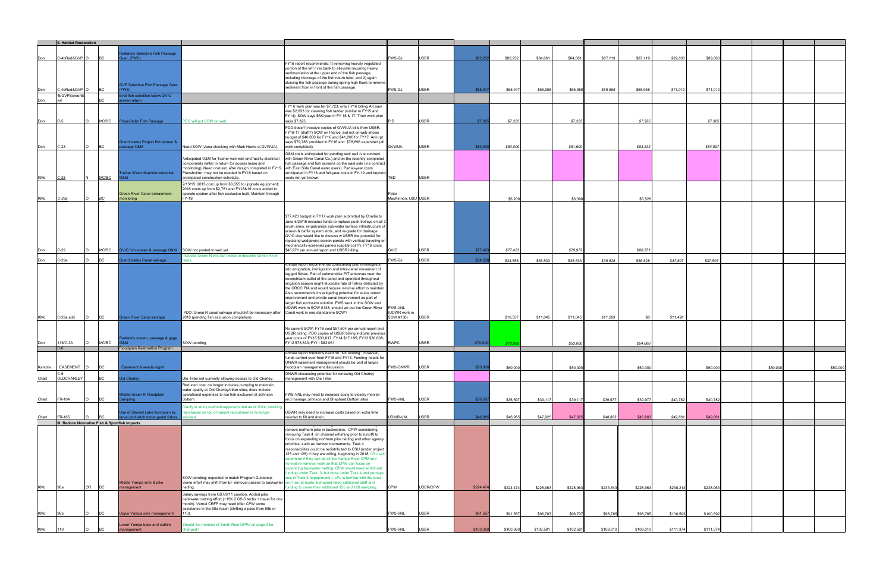| II. Habitat Restoration | | | | | | | | | | | | | | | | | | | | |
|---|---|---|---|---|---|---|---|---|---|---|---|---|---|---|---|---|---|---|---|---|
| Don | C-4bRed&GVP | O | BC | Redlands Selective Fish Passage Oper. (FWS) | | | FWS-GJ | USBR | $82,252 | $82,252 | $84,661 | $84,661 | $87,119 | $87,119 | $89,660 | $89,660 | | | | |
| Don | C-4bRed&GVP | O | BC | GVP Selective Fish Passage Oper. (FWS) | | FY16 report recommends: 1) removing heavily vegetated portion of the left river bank to alleviate recurring heavy sedimentation at the upper end of the fish passage, including blockage of the fish return tube; and 2) again sluicing the fish passage during spring high flows to remove sediment from in front of the fish passage. | FWS-GJ | USBR | $65,047 | $65,047 | $66,988 | $66,988 | $68,968 | $68,968 | $71,012 | $71,012 | | | | |
| Don | 4bGVPScreenEval | | BC | Eval fish condition below GVIC screen return | | | | | | | | | | | | | | | | |
| Don | C-5 | O | MC/BC | Price-Stubb Fish Passage | PDO will put SOW on web. | FY16 work plan was for $7,723; only FY16 billing AK saw was $2,833 for cleaning fish ladder (similar to FY15 and FY14). SOW says $6K/year in FY 16 & 17. Their work plan says $7,325. | PID | USBR | $7,325 | $7,325 | | $7,325 | | $7,325 | | $7,325 | | | | |
| Don | C-23 | O | BC | Grand Valley Project fish screen & passage O&M | Need SOW (Jana checking with Mark Harris at GVWUA). | PDO doesn't receive copies of GVWUA bills from USBR. FY16-17 (draft?) SOW on I:drive, but not on web shows budget of $40,000 for FY16 and $41,200 for FY17. Ann rpt says $79,788 provided in FY16 and $78,896 expended (all work completed). | GVWUA | USBR | $80,000 | *$80,000* | | *$81,600* | | *$83,232* | | *$84,897* | | | | |
| KMc | C-28 | N | MC/BC | Tusher Wash diversion electrical O&M | Anticipated O&M for Tusher weir wall and facility electrical components (latter in return for access lease and monitoring). Need cost est. after design completed in FY15. Placeholder; may not be needed in FY16 based on anticipated construction schedule. | O&M costs anticipated for pending weir wall (via contract with Green River Canal Co.) and on the recently-completed fish passage and fish screens on the east side (via contract with East Side Canal water users). Partial-year costs anticipated in FY18 and full-year costs in FY-19 and beyond; costs not yet known. | TBD | USBR | | | | | | | | | | | | |
| KMc | C-28a | O | BC | Green River Canal entrainment monitoring | 2/13/15: 2015 cost up from $6,655 to upgrade equipment; 2016 costs up from $2,751 and FY18&19 costs added to operate system after fish exclusion built. Maintain through FY-19. | | Peter MacKinnon: USU | USBR | | $6,209 | | $6,398 | | $6,526 | | | | | | |
| Don | C-29 | O | MC/BC | GVIC fish screen & passage O&M | SOW not posted to web yet. | $77,423 budget in FY17 work plan submitted by Charlie to Jana 6/29/16 includes funds to replace push trolleys on all 3 brush arms, re-galvanize sub-water surface infrastructure of screen & baffle system slots, and re-grade for drainage. GVIC also would like to discuss w USBR the potential for replacing wedgewire screen panels with vertical traveling or mechanically-screened panels (capital cost?). FY16 costs $46,971 per annual report and USBR billing. | GVIC | USBR | $77,423 | *$77,423* | | *$78,972* | | *$80,551* | | | | | | |
| Don | C-29a | O | BC | Grand Valley Canal salvage | Includes Green River, but needs to describe Green River tasks. | | FWS-GJ | USBR | $34,558 | $34,558 | $35,533 | $35,533 | $36,528 | $36,528 | $37,507 | $37,507 | | | | |
| KMc | C-29a add | O | BC | Green River Canal salvage | PDO: Green R canal salvage shouldn't be necessary after 2018 (pending fish exclusion completion). | Annual report recommends considering pilot investigation into emigration, immigration and intra-canal movement of tagged fishes. Pair of submersible PIT antennas near the downstream outlet of the canal and operated throughout irrigation season might elucidate fate of fishes detected by the GRCC PIA and would require minimal effort to maintain. Also recommends investigating potential for sluice return improvement and private canal improvement as part of larger fish exclusion solution. FWS work in this SOW and UDWR work in SOW #138; should we put the Green River Canal work in one standalone SOW? | FWS-VNL (UDWR work in SOW #138) | USBR | | $10,557 | $11,045 | $11,045 | *$11,269* | $0 | *$11,496* | | | | | |
| Don | 116/C-33 | O | MC/BC | Redlands screen, passage & gage O&M | SOW pending | No current SOW. FY16 cost $51,504 per annual report and USBR billing. PDO copies of USBR billing indicate previous year costs of FY15 $33,817; FY14 $17,195; FY13 $30,608; FY12 $78,833; FY11 $83,061. | RWPC | USBR | $70,000 | *$70,000* | | *$53,000* | | *$54,060* | | | | | | |
| | C-6 | | | Floodplain Restoration Program | | | | | | | | | | | | | | | | |
| Kantola | EASEMENT | O | BC | Easement & weeds mgmt. | | Annual report mentions need for "full funding", however, funds carried over from FY15 and FY16. Funding needs for ONWR easement management should be part of larger floodplain management discussion. | FWS-ONWR | USBR | $50,000 | $50,000 | | $50,000 | | $50,000 | | $50,000 | | $50,000 | | $50,000 |
| Chart | C-6 OLDCHARLEY | | BC | Old Charley | Ute Tribe not currently allowing access to Old Charley. | ONWR discussing potential for renewing Old Charley management with Ute Tribe | | | | | | | | | | | | | | |
| Chart | FR-164 | O | BC | Middle Green R Floodplain Sampling | Reduced cost; no longer includes pumping to maintain water quality at Old Charley/other sites; does include operational expenses to run fish exclusion at Johnson Bottom. | FWS-VNL may need to increase costs to closely monitor and manage Johnson and Shephard Bottom sites. | FWS-VNL | USBR | $36,597 | $36,597 | $39,117 | $39,117 | $39,977 | $39,977 | $40,782 | $40,782 | | | | |
| Chart | FR-165 | O | BC | Use of Stewart Lake floodplain by larval and adult endangered fishes | Clarify in study methods/approach that as of 2014, stocking razorbacks on top of natural recruitment is no longer advised | UDWR may need to increase costs based on extra time needed to fill and drain. | UDWR-VNL | USBR | $46,985 | $46,985 | $47,925 | $47,925 | $48,883 | $48,883 | $49,861 | $49,861 | | | | |
| **III. Reduce Nonnative Fish & Sportfish Impacts** | | | | | | | | | | | | | | | | | | | | |
| KMc | 98a | OR | BC | Middle Yampa smb & pike management | SOW pending; expected to match Program Guidance. Some effort may shift from EF removal passes to backwater netting. | remove northern pike in backwaters. CPW considering removing Task 4 (in channel e-fishing prior to runoff) to focus on expanding northern pike netting and other agency priorities, such as harvest tournaments. Task 4 responsibilities could be redistributed to CSU (under project 125 and 128) if they are willing, beginning in 2018. CSU will determine if they can do all the Yampa River CPM and nonnative removal work so that CPW can focus on expanding backwater netting. CPW would need additional funding under Task 3, but none under Task 4 and perhaps less in Task 2 (equip/maint.). LFL is familiar with the area and has jet boats, but would need additional staff and funding to cover their additional 125 and 128 sampling. | CPW | USBR/CPW | $224,474 | $224,474 | $228,963 | $228,963 | $233,543 | $228,963 | $238,214 | $228,963 | | | | |
| KMc | 98b | O | BC | Upper Yampa pike management | Salary savings from GS7/9/11 position. Added pike backwater netting effort (~15K 2 GS-5 techs + travel for one month). Vernal CRFP may need offer CPW some assistance in the 98a reach (shifting a pass from 98b or 110). | | FWS-VNL | USBR | $91,567 | $91,567 | $96,707 | $96,707 | $98,785 | $98,785 | $100,592 | $100,592 | | | | |
| KMc | 110 | O | BC | Lower Yampa bass and catfish management | Should the mention of Smith-Root GPPs on page 3 be changed? | | FWS-VNL | USBR | $100,360 | $100,360 | $102,581 | $102,581 | $109,010 | $109,010 | $111,374 | $111,374 | | | | |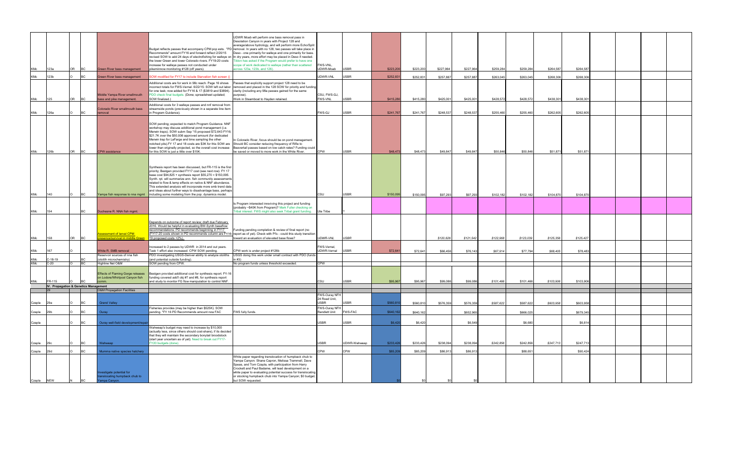| | | | | | | | | | | | | | | | | | | | | |
|---|---|---|---|---|---|---|---|---|---|---|---|---|---|---|---|---|---|---|---|---|
| KMc | 123a | OR | BC | Green River bass management | Budget reflects passes that accompany CPM pop ests. *PD Recommends* amount FY16 and forward reflect 2/20/15 revised SOW to add 24 days of electrofishing for walleye on the lower Green and lower Colorado rivers. FY19-20 costs increase for walleye passes not conducted under pikeminnow monitoring #128 (off years). | UDWR Moab will perform one bass removal pass in Desolation Canyon in years with Project 128 and average/above hydrology, and will perform more Echo/Split removal. In years with no 128, two passes will take place in Deso - one primarily for walleye and one primarily for bass. In dry years, more effort may be placed in Deso if needed. Tildon has asked if the Program would prefer to have one scope of work dedicated to walleye (rather than scattered across 123a, 123b, and 126). | FWS-VNL, UDWR-Moab | USBR | $223,200 | $223,200 | $227,964 | $227,964 | $259,284 | $259,284 | $264,587 | $264,587 | | | | |
| KMc | 123b | O | BC | Green River bass management | SOW modified for FY17 to include Starvation fish screen () | | UDWR-VNL | USBR | $252,831 | $252,831 | $257,887 | $257,887 | $263,045 | $263,045 | $268,306 | $268,306 | | | | |
| KMc | 125 | OR | BC | Middle Yampa River smallmouth bass and pike management. | Additional costs are for work in 98c reach. Page 16 shows incorrect totals for FWS-Vernal. 6/22/15: SOW left out labor for one task; now added for FY16 & 17 ($3819 and $3894). PDO check final budgets. (Done; spreadsheet updated; SOW finalized.) | Passes that explicitly support project 128 need to be removed and placed in the 128 SOW for priority and funding clarity (including any 98a passes gained for the same purpose). Work in Steamboat to Hayden retained. | CSU, FWS-GJ, FWS-VNL | USBR | $415,280 | $415,280 | $425,001 | $425,001 | $428,572 | $428,572 | $438,301 | $438,301 | | | | |
| KMc | 126a | O | BC | Colorado River smallmouth bass removal | Additional costs for 3 walleye passes and nnf removal from streamside ponds (previously shown in a separate line item in Program Guidance). | | FWS-GJ | USBR | $241,767 | $241,767 | $248,537 | $248,537 | $255,460 | $255,460 | $262,605 | $262,605 | | | | |
| KMc | 126b | OR | BC | CPW assistance | SOW pending; expected to match Program Guidance. NNF workshop may discuss additional pond management (i.e. Merwin traps). SOW subm Sep '15 proposed $72,643 FY16; $21.7K over the $50,936 approved amount (for dedicated Merwin trap for LaFarge and time sampling the other notched pits).FY 17 and 18 costs are $3K for this SOW are lower than originally projected, so the overall cost increase for this SOW is just a little over $15K. | In Colorado River, focus should be on pond management. Should BC consider reducing frequency of Rifle to Beavertail passes based on low catch rates? Funding could be saved or moved to more work in the White River. | CPW | USBR | $48,473 | $48,473 | $49,847 | $49,847 | $50,846 | $50,846 | $51,871 | $51,871 | | | | |
| KMc | 140 | O | BC | Yampa fish response to nna mgmt | Synthesis report has been discussed, but FR-115 is the first priority; Bestgen provided FY17 cost (see next row). FY 17 base cost $94,825 + synthesis report $55,270 = $150,095. Synth. rpt. will summarize ann. fish community assessments related to flow & temp effects on native & NNF abundance. This extended analysis will incorporate more smb trend data and ideas about further ways to disadvantage bass, perhaps including some modeling from the pop. dynamics model. | | CSU | USBR | $150,095 | $150,095 | $97,293 | $97,293 | $102,182 | $102,182 | $104,870 | $104,870 | | | | |
| KMc | 154 | | BC | Duchesne R. NNA fish mgmt. | | Is Program interested inreviving this project and funding (probably ~$40K from Program)? Mark Fuller checking on Tribal interest. FWS might also seek Tribal grant funding. | Ute Tribe | ? | | | | | | | | | | | | |
| KMc | 158 | OR | BC | Assessment of larval CPM presence/survival in middle Green | Depends on outcome of report review; draft due February 2016. Would be helpful in evaluating BW-Synth baseflow recommendations. PD recommends beginning in FY17 (FY17-20 costs shown in PD recommends column are FY16-19 proposed costs +2%). | Funding pending completion & review of final report (no report as of yet). Check with PI's - could this study transition toward an evaluation of elevated base flows? | UDWR-VNL | USBR | | | *$120,626* | $121,542 | *$122,968* | *$123,039* | $125,356 | $125,427 | | | | |
| KMc | 167 | O | | White R. SMB removal | Increased to 2 passes by UDWR in 2014 and out years. Task 1 effort also increased. CPW SOW pending. | CPW work is under project #126b | FWS-Vernal, UDWR-Vernal | USBR | $72,641 | $72,641 | $66,456 | $76,143 | $67,914 | $77,794 | $68,405 | $78,483 | | | | |
| KMc | C-18-19 | | BC | Reservoir sources of nna fish (otolith microchemistry) | PDO investigating USGS-Denver ability to analyze otoliths (and potential outside funding). | USGS doing this work under small contract with PDO (funds in #3) | | | | | | | | | | | | | | |
| KMc | C-20 | O | BC | Highline Net O&M | SOW pending from CPW. | No program funds unless threshold exceeded. | CPW | | | | | | | | | | | | | |
| KMc | FR-115 | O | BC | Effects of Flaming Gorge releases on Lodore/Whirlpool Canyon fish comm. | Bestgen provided additional cost for synthesis report. FY-16 funding covered add'l obj #7 and #8, for synthesis report and study to monitor FG flow manipulation to control NNF. | | CSU | USBR | $95,967 | $95,967 | $99,086 | $99,086 | *$101,466* | $101,466 | *$103,906* | $103,906 | | | | |
| **IV. Propagation & Genetics Management** | | | | | | | | | | | | | | | | | | | | |
| | 29 | | | O&M Propagation Facilities | | | | | | | | | | | | | | | | |
| Czapla | 29a | O | BC | Grand Valley | | | FWS-Ouray NFH 24 Road Unit, USBR | USBR | $560,810 | $560,810 | $576,359 | $576,359 | $587,622 | $587,622 | $603,958 | $603,958 | | | | |
| Czapla | 29b | O | BC | Ouray | Fisheries provides (may be higher than $525K). SOW pending. *FY 16 PD Recommends amount now FAC | FWS fully funds. | FWS-Ouray NFH Randlett Unit | FWS-FAC | $640,162 | $640,162 | | $652,965 | | $666,025 | | $679,345 | | | | |
| Czapla | | O | BC | Ouray well-field development/repair | | | USBR | USBR | $6,420 | $6,420 | | $6,549 | | $6,680 | | $6,814 | | | | |
| Czapla | 29c | O | BC | Wahweap | Wahweap's budget may need to increase by $10,000 (actually less, since others should cost-share), if its decided that they will maintain the secondary bonytail broodstock (start year uncertain as of yet). Need to break out FY17-FY20 budgets (done). | | USBR | UDWR-Wahweap | $233,426 | $233,426 | $238,094 | $238,094 | *$242,856* | $242,856 | *$247,713* | $247,713 | | | | |
| Czapla | 29d | O | BC | Mumma native species hatchery | | | CPW | CPW | $85,209 | $85,209 | $86,913 | $86,913 | | $88,651 | | $90,424 | | | | |
| Czapla | NEW | N | BC | Investigate potential for translocating humpback chub to Yampa Canyon. | | White paper regarding translocation of humpback chub to Yampa Canyon. Shane Capron, Melissa Trammell, Dave Speas, and Tom Czapla, with participation from Harry Crockett and Paul Badame, will lead development on a white paper to evaluating potential success for translocating or stocking humpback chub into Yampa Canyon; $0 budget, but SOW requested. | | | $0 | $0 | $0 | $0 | | | | | | | | |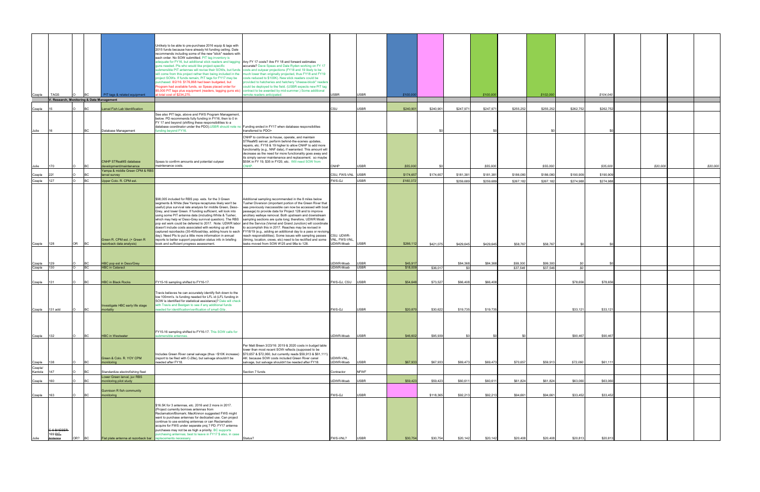| | | | | | | | | | | | | | | | | | | | | |
|---|---|---|---|---|---|---|---|---|---|---|---|---|---|---|---|---|---|---|---|---|
| Czapla | TAGS | O | BC | PIT tags & related equipment | Unlikely to be able to pre-purchase 2016 equip & tags with 2015 funds because have already hit funding ceiling. Dale recommends including some of the new "stick" readers with each order. No SOW submitted. PIT tag inventory is adequate for FY16, but additional stick readers and tagging guns needed. PIs who would like project-specific submersible PIT antennas will revise their SOWs, but funds will come from this project rather than being included in the project SOWs. If funds remain, PIT tags for FY17 may be purchased. 8/2/16: $176,868 had been budgeted, but Program had available funds, so Speas placed order for 85,000 PIT tags plus equipment (readers, tagging guns etc) at total cost of $234,275. | Any FY 17 costs? Are FY 18 and forward estimates accurate? Dave Speas and Dale Ryden working on FY 17 costs and outyear projections (FY18 and 19 likely to be much lower than originally projected, thus FY18 and FY19 costs reduced to $100K). New stick readers could be provided to hatcheries and hatchery "cheese-block" readers could be deployed to the field. (USBR expects new PIT tag contract to be awarded by mid-summer.) Some additional remote readers anticipated. | USBR | USBR | $100,000 | | | $100,000 | | $102,000 | | $104,040 | | | | |
| **V. Research, Monitoring & Data Management** | | | | | | | | | | | | | | | | | | | | |
| Czapla | 15 | O | BC | Larval Fish Lab Identification | | | CSU | USBR | $240,901 | $240,901 | $247,971 | $247,971 | $255,252 | $255,252 | $262,752 | $262,752 | | | | |
| Julie | 16 | | BC | Database Management | See also PIT tags, above and FWS Program Management, below. PD recommends fully funding in FY16, then to 0 in FY 17 and beyond (shifting these responsibilities to a database coordinator under the PDO).USBR should note no funding beyond FY16. | Funding ended in FY17 when database responsibilites transferred to PDO> | | | | $0 | | $0 | | $0 | | $0 | | | | |
| Julie | 170 | O | BC | CNHP STReaMS database development/maintenance | Speas to confirm amounts and potential outyear maintenance costs. | CNHP to continue to house, operate, and maintain STReaMS server, perform behind-the-scenes updates, repairs, etc. FY18 & 19 higher to allow CNHP to add more functionality (e.g., NNF data), if warranted. This amount will decrease as the need for more functionality goes away and its simply server maintenance and replacement. so maybe $55K in FY 19, $35 in FY20, etc. Will need SOW from CNHP | CNHP | USBR | $55,000 | $0 | | $55,000 | | $55,000 | | $35,000 | | $20,000 | | $20,000 |
| Czapla | 22f | O | BC | Yampa & middle Green CPM & RBS larval survey | | | CSU, FWS-VNL | USBR | $174,657 | $174,657 | $181,381 | $181,381 | $186,080 | $186,080 | $190,909 | $190,909 | | | | |
| Czapla | 127 | O | BC | Upper Colo. R. CPM est. | | | FWS-GJ | USBR | $160,372 | | $259,689 | $259,689 | $267,182 | $267,182 | $274,988 | $274,988 | | | | |
| Czapla | 128 | OR | BC | Green R. CPM est. (+ Green R razorback data analysis) | $98,005 included for RBS pop. ests. for the 3 Green segments & White (few Yampa recaptures likely won't be useful) plus survival rate analysis for middle Green, Deso-Grey, and lower Green. If funding sufficient, will look into using some PIT antenna data (including White & Tusher, which may help w/ Deso-Grey survival question). The RBS pop est work could be deferred to 2017. Note: UDWR labor doesn't include costs associated with working up all the captured razorbacks (30-40/boat/day, adding hours to each day). Need PIs to put a little more information in annual reports to better support population status info in briefing book and sufficient progress assessment. | Additional sampling recommended in the 8 miles below Tusher Diversion (important portion of the Green River that was previously inaccessible can now be accessed with boat passage) to provide data for Project 128 and to improve ancillary walleye removal. Both upstream and downstream sampling sections are quite long; therefore, UDWR Moab and the Service (Vernal and Grand Junction) will coordinate to accomplish this in 2017. Reaches may be revised in FY18/19 (e.g., adding an additional day to a pass or revising reach responsibilities). Some issues with sampling passes (timing, location, crews, etc) need to be rectified and some tasks moved from SOW #125 and 98a to 128. | CSU. UDWR-VNL, FWS-VNL, UDWR-Moab | USBR | $266,112 | $421,075 | $429,645 | $429,645 | $58,767 | $58,767 | $0 | $0 | | | | |
| Czapla | 129 | O | BC | HBC pop est in Deso/Grey | | | UDWR-Moab | USBR | $45,917 | | $84,368 | $84,368 | $99,300 | $99,300 | $0 | $0 | | | | |
| Czapla | 130 | O | BC | HBC in Cataract | | | UDWR-Moab | USBR | $18,009 | $36,017 | $0 | | $37,546 | $37,546 | $0 | | | | | |
| Czapla | 131 | O | BC | HBC in Black Rocks | FY15-16 sampling shifted to FY16-17. | | FWS-GJ, CSU | USBR | $54,648 | $73,527 | $66,408 | $66,408 | | | $78,656 | $78,656 | | | | |
| Czapla | 131 add | O | BC | Investigate HBC early life stage mortality | Travis believes he can accurately identify fish down to the low 100mm's. Is funding needed for LFL id (LFL funding in SOW is identified for statistical assistance)? Dale will check with Travis and Bestgen to see if any additional funds needed for identification/verification of small Gila. | | FWS-GJ | USBR | $20,870 | $30,622 | $19,735 | $19,735 | | | $33,121 | $33,121 | | | | |
| Czapla | 132 | O | BC | HBC in Westwater | FY15-16 sampling shifted to FY16-17. This SOW calls for submersible antennas. | | UDWR-Moab | USBR | $46,602 | $95,939 | $0 | $0 | $0 | | $90,467 | $90,467 | | | | |
| Czapla | 138 | O | BC | Green & Colo. R. YOY CPM monitoring | Includes Green River canal salvage (thus ~$10K increase) (report to be filed with C-29a), but salvage shouldn't be needed after FY18. | Per Matt Breen 3/23/16: 2019 & 2020 costs in budget table lower than most recent SOW reflects (supposed to be $70,657 & $72,060, but currently reads $59,913 & $61,111). AK: because SOW costs included Green River canal salvage, but salvage shouldn't be needed after FY18. | UDWR-VNL, UDWR-Moab | USBR | $67,933 | $67,933 | $69,473 | $69,473 | $70,657 | $59,913 | $72,060 | $61,111 | | | | |
| Czapla/ Kantola | 147 | O | BC | Standardize electrofishing fleet | | Section 7 funds | Contractor | NFWF | | | | | | | | | | | | |
| Czapla | 160 | O | BC | Lower Green larval, juv RBS monitoring pilot study | | | UDWR-Moab | USBR | $59,423 | $59,423 | $60,611 | $60,611 | $61,824 | $61,824 | $63,060 | $63,060 | | | | |
| Czapla | 163 | O | BC | Gunnison R fish community monitoring | | | FWS-GJ | USBR | | $118,365 | $92,213 | $92,213 | $94,661 | $94,661 | $33,452 | $33,452 | | | | |
| Julie | ~~C-6 BAESSER~~ 169 PIT Antenna | OR? | BC | Flat plate antenna at razorback bar | $16.5K for 3 antennas, etc. 2016 and 2 more in 2017. (Project currently borrows antennas from Reclamation/Biomark; MacKinnon suggested FWS might want to purchase antennas for dedicated use. Can project continue to use existing antennas or can Reclamation acquire for FWS under separate proj.? PD: FY17 antenna purchases may not be as high a priority. BC supports purchasing antennas, best to leave in FY17 $ also, in case replacements necessary. | Status? | FWS-VNL? | USBR | $30,754 | $30,754 | $20,142 | $20,142 | $20,408 | $20,408 | $20,813 | $20,813 | | | | |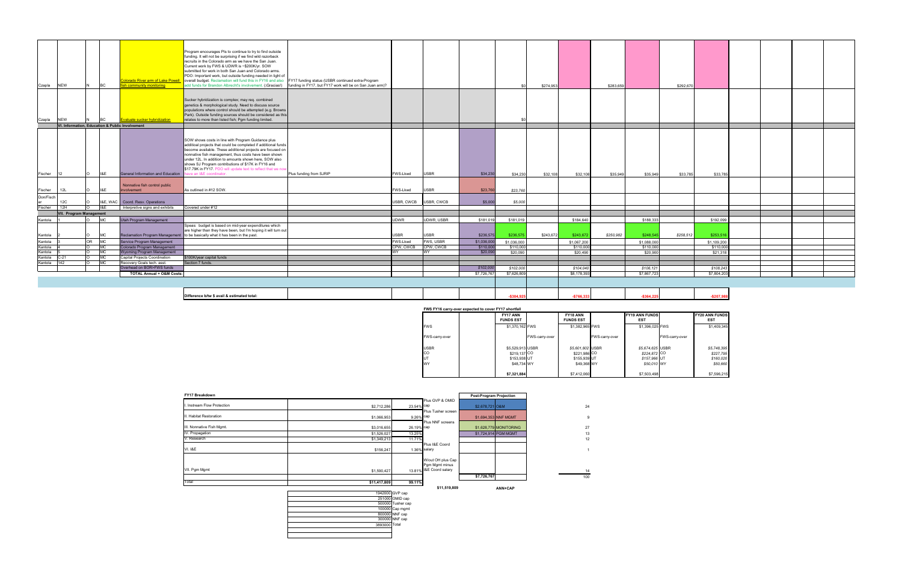| | | | | | | | | | | | | | | | | | | |
|---|---|---|---|---|---|---|---|---|---|---|---|---|---|---|---|---|---|---|
| Czapla | NEW | N | BC | Colorado River arm of Lake Powell fish community monitoring | Program encourages PIs to continue to try to find outside funding. It will not be surprising if we find wild razorback recruits in the Colorado arm as we have the San Juan. Current work by FWS & UDWR is ~$200K/yr. SOW submitted for work in both San Juan and Colorado arms. PDO: Important work, but outside funding needed in light of overall budget. Reclamation will fund this in FY16 and also add funds for Brandon Albrecht's involvement ((Gracias!) | FY17 funding status (USBR continued extra-Program funding in FY17, but FY17 work will be on San Juan arm)? | | | | $0 | $274,953 | | $283,659 | | $292,670 | | | |
| Czapla | NEW | N | BC | Evaluate sucker hybridization | Sucker hybridization is complex; may req. combined genetics & morphological study. Need to discuss source populations where control should be attempted (e.g. Browns Park). Outside funding sources should be considered as this relates to more than listed fish; Pgm funding limited. | | | | | $0 | | | | | | | | |
| | VI. Information, Education & Public Involvement | | | | | | | | | | | | | | | | | |
| Fischer | 12 | O | I&E | General Information and Education | SOW shows costs in line with Program Guidance plus additional projects that could be completed if additional funds become available. These additional projects are focused on nonnative fish management, thus costs have been shown under 12L. In addition to amounts shown here, SOW also shows SJ Program contributions of $17K in FY16 and $17.79K in FY17. PDO will update text to reflect that we now have an I&E coordinator. | Plus funding from SJRIP | FWS-Lkwd | USBR | $34,230 | $34,230 | $32,108 | $32,108 | $35,949 | $35,949 | $33,785 | $33,785 | | |
| Fischer | 12L | O | I&E | Nonnative fish control public involvement | As outlined in #12 SOW. | | FWS-Lkwd | USBR | $23,760 | $23,760 | | | | | | | | |
| Don/Fischer | 12C | O | I&E, WAC | Coord. Resv. Operations | | | USBR, CWCB | USBR, CWCB | $5,000 | $5,000 | | | | | | | | |
| Fischer | 12H | O | I&E | Interpretive signs and exhibits | Covered under #12 | | | | | | | | | | | | | |
| | VII. Program Management | | | | | | | | | | | | | | | | | |
| Kantola | 1 | O | MC | Utah Program Management | | | UDWR | UDWR, USBR | $181,019 | $181,019 | | $184,640 | | $188,333 | | $192,099 | | |
| Kantola | 2 | O | MC | Reclamation Program Management | Speas: budget is based on mid-year expenditures which are higher than they have been, but I'm hoping it will turn out to be basically what it has been in the past. | | USBR | USBR | $236,575 | $236,575 | $243,672 | $243,672 | $250,982 | $248,545 | $258,512 | $253,516 | | |
| Kantola | 3 | OR | MC | Service Program Management | | | FWS-Lkwd | FWS, USBR | $1,036,000 | $1,036,000 | | $1,067,200 | | $1,088,000 | | $1,109,200 | | |
| Kantola | 4 | O | MC | Colorado Program Management | | | CPW, CWCB | CPW, CWCB | $110,000 | $110,000 | | $110,000 | | $110,000 | | $110,000 | | |
| Kantola | 5 | O | MC | Wyoming Program Management | | | WY | WY | $20,090 | $20,090 | | $20,490 | | $20,900 | | $21,318 | | |
| Kantola | C-21 | O | MC | Capital Projects Coordination | $100K/year capital funds | | | | | | | | | | | | | |
| Kantola | 142 | O | MC | Recovery Goals tech. asst. | Section 7 funds. | | | | | | | | | | | | | |
| | | | | Overhead on BOR>FWS funds | | | | | $102,000 | $102,000 | | $104,040 | | $106,121 | | $108,243 | | |
| | | | | TOTAL Annual + O&M Costs: | | | | | $7,726,767 | $7,626,809 | | $8,178,393 | | $7,867,723 | | $7,804,203 | | |
| | | | | Difference b/tw $ avail & estimated total: | | | | | | -$304,925 | | -$766,333 | | -$364,225 | | -$207,988 | | |

FWS FY16 carry-over expected to cover FY17 shortfall

| | | FY17 ANN FUNDS EST | | FY18 ANN FUNDS EST | | FY19 ANN FUNDS EST | | FY20 ANN FUNDS EST |
|---|---|---|---|---|---|---|---|---|
| FWS | | $1,370,162 | FWS | $1,382,965 | FWS | $1,396,025 | FWS | $1,409,345 |
| FWS-carry-over | | | FWS-carry-over | | FWS-carry-over | | FWS-carry-over | |
| USBR | | $5,529,913 | USBR | $5,601,802 | USBR | $5,674,625 | USBR | $5,748,395 |
| CO | | $219,137 | CO | $221,986 | CO | $224,872 | CO | $227,795 |
| UT | | $153,938 | UT | $155,939 | UT | $157,966 | UT | $160,020 |
| WY | | $48,734 | WY | $49,368 | WY | $50,010 | WY | $50,660 |
| | | $7,321,884 | | $7,412,060 | | $7,503,498 | | $7,596,215 |

| FY17 Breakdown | | | | Post-Program Projection | | |
|---|---|---|---|---|---|---|
| I. Instream Flow Protection | $2,712,286 | 23.54% | Plus GVP & OMID cap | $2,678,721 | O&M | 24 |
| II. Habitat Restoration | $1,066,953 | 9.26% | Plus Tusher screen cap | $1,694,353 | NNF MGMT | 9 |
| III. Nonnative Fish Mgmt. | $3,016,655 | 26.19% | Plus NNF screens cap | $1,628,779 | MONITORING | 27 |
| IV. Propagation | $1,526,027 | 13.25% | | $1,724,914 | PGM MGMT | 13 |
| V. Research | $1,349,213 | 11.71% | | | | 12 |
| VI. I&E | $156,247 | 1.36% | Plus I&E Coord salary | | | 1 |
| VII. Pgm Mgmt | $1,590,427 | 13.81% | W/out OH plus Cap Pgm Mgmt minus I&E Coord salary | | | 14 |
| | | | | $7,726,767 | | |
| Total | $11,417,809 | 99.11% | | | | 100 |
| | | | $11,519,809 | | ANN+CAP | |

| | |
|---|---|
| 1942000 | GVP cap |
| 251000 | OMID cap |
| 500000 | Tusher cap |
| 100000 | Cap mgmt |
| 800000 | NNF cap |
| 300000 | NNF cap |
| 3893000 | Total |